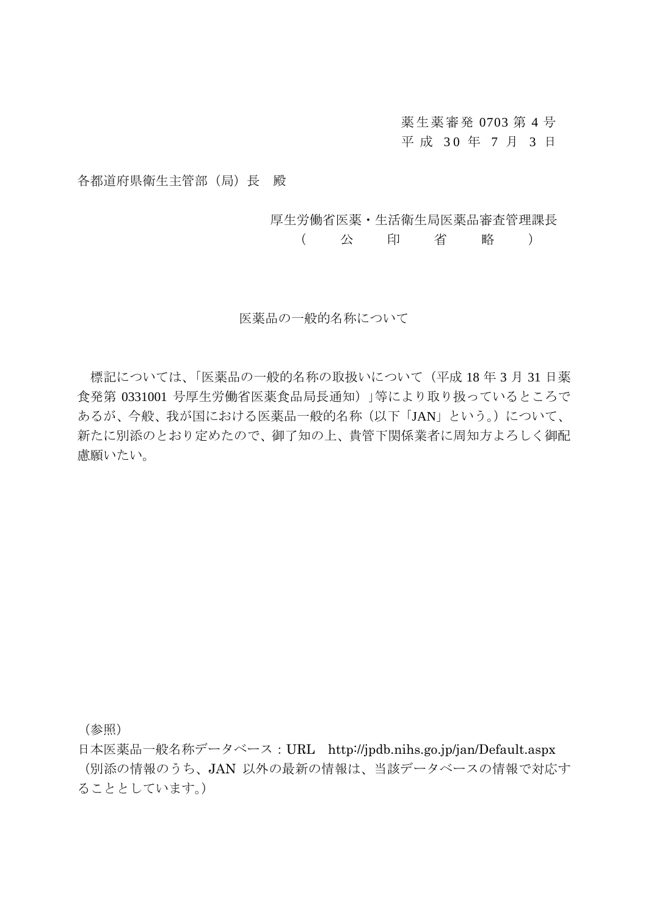薬生薬審発 0703 第 4 号
平成 30 年 7 月 3 日

各都道府県衛生主管部（局）長　殿

厚生労働省医薬・生活衛生局医薬品審査管理課長
（　公　印　省　略　）

# 医薬品の一般的名称について

標記については、「医薬品の一般的名称の取扱いについて（平成 18 年 3 月 31 日薬食発第 0331001 号厚生労働省医薬食品局長通知）」等により取り扱っているところであるが、今般、我が国における医薬品一般的名称（以下「JAN」という。）について、新たに別添のとおり定めたので、御了知の上、貴管下関係業者に周知方よろしく御配慮願いたい。

（参照）
日本医薬品一般名称データベース：URL　http://jpdb.nihs.go.jp/jan/Default.aspx
（別添の情報のうち、JAN 以外の最新の情報は、当該データベースの情報で対応することとしています。）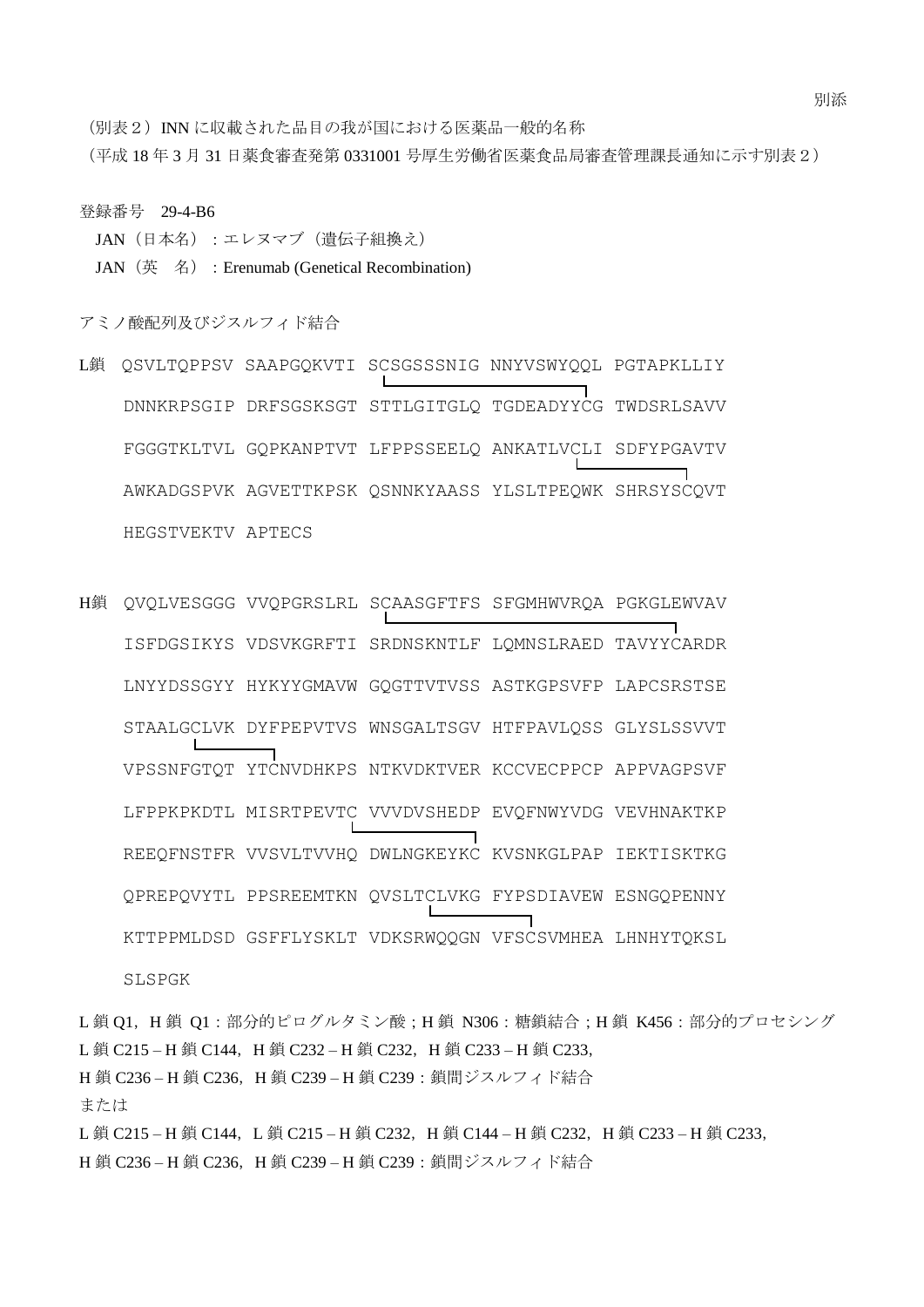別添

（別表２）INN に収載された品目の我が国における医薬品一般的名称
（平成 18 年 3 月 31 日薬食審査発第 0331001 号厚生労働省医薬食品局審査管理課長通知に示す別表２）

登録番号　29-4-B6

JAN（日本名）：エレヌマブ（遺伝子組換え）

JAN（英　名）：Erenumab (Genetical Recombination)

アミノ酸配列及びジスルフィド結合

```
L鎖  QSVLTQPPSV SAAPGQKVTI SCSGSSSNIG NNYVSWYQQL PGTAPKLLIY
     DNNKRPSGIP DRFSGSKSGT STTLGITGLQ TGDEADYYCG TWDSRLSAVV
     FGGGTKLTVL GQPKANPTVT LFPPSSEELQ ANKATLVCLI SDFYPGAVTV
     AWKADGSPVK AGVETTKPSK QSNNKYAASS YLSLTPEQWK SHRSYSCQVT
     HEGSTVEKTV APTECS

H鎖  QVQLVESGGG VVQPGRSLRL SCAASGFTFS SFGMHWVRQA PGKGLEWVAV
     ISFDGSIKYS VDSVKGRFTI SRDNSKNTLF LQMNSLRAED TAVYYCARDR
     LNYYDSSGYY HYKYYGMAVW GQGTTVTVSS ASTKGPSVFP LAPCSRSTSE
     STAALGCLVK DYFPEPVTVS WNSGALTSGV HTFPAVLQSS GLYSLSSVVT
     VPSSNFGTQT YTCNVDHKPS NTKVDKTVER KCCVECPPCP APPVAGPSVF
     LFPPKPKDTL MISRTPEVTC VVVDVSHEDP EVQFNWYVDG VEVHNAKTKP
     REEQFNSTFR VVSVLTVVHQ DWLNGKEYKC KVSNKGLPAP IEKTISKTKG
     QPREPQVYTL PPSREEMTKN QVSLTCLVKG FYPSDIAVEW ESNGQPENNY
     KTTPPMLDSD GSFFLYSKLT VDKSRWQQGN VFSCSVMHEA LHNHYTQKSL
     SLSPGK
```

L 鎖 Q1，H 鎖 Q1：部分的ピログルタミン酸；H 鎖 N306：糖鎖結合；H 鎖 K456：部分的プロセシング

L 鎖 C215 – H 鎖 C144，H 鎖 C232 – H 鎖 C232，H 鎖 C233 – H 鎖 C233,

H 鎖 C236 – H 鎖 C236，H 鎖 C239 – H 鎖 C239：鎖間ジスルフィド結合

または

L 鎖 C215 – H 鎖 C144，L 鎖 C215 – H 鎖 C232，H 鎖 C144 – H 鎖 C232，H 鎖 C233 – H 鎖 C233,

H 鎖 C236 – H 鎖 C236，H 鎖 C239 – H 鎖 C239：鎖間ジスルフィド結合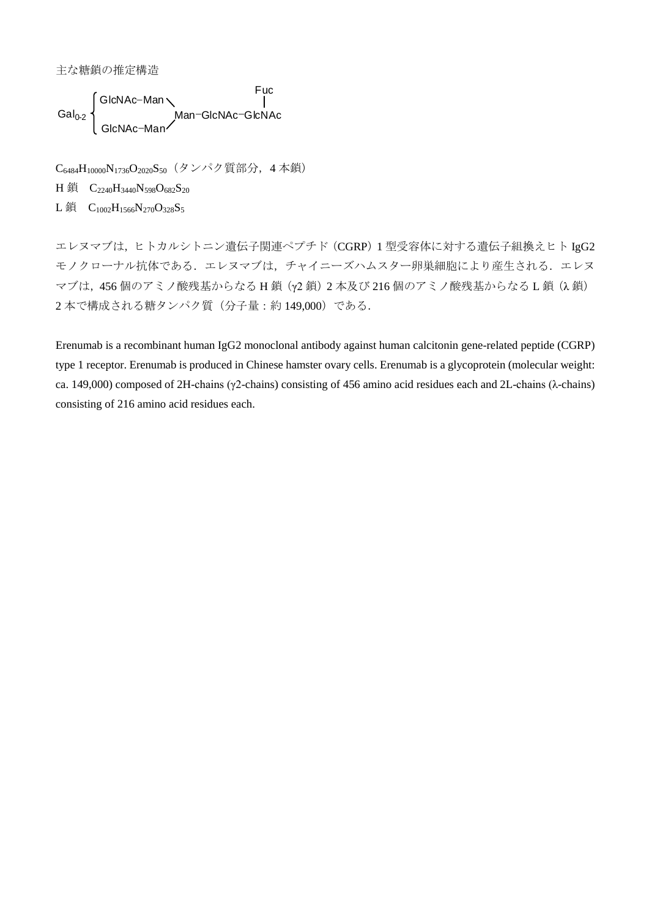主な糖鎖の推定構造

```
                                          Fuc
          ┌ GlcNAc−Man ＼                  |
Gal0-2 ┤                  Man−GlcNAc−GlcNAc
          └ GlcNAc−Man ／
```

$C_{6484}H_{10000}N_{1736}O_{2020}S_{50}$（タンパク質部分，4 本鎖）

H 鎖　$C_{2240}H_{3440}N_{598}O_{682}S_{20}$

L 鎖　$C_{1002}H_{1566}N_{270}O_{328}S_{5}$

エレヌマブは，ヒトカルシトニン遺伝子関連ペプチド（CGRP）1 型受容体に対する遺伝子組換えヒト IgG2 モノクローナル抗体である．エレヌマブは，チャイニーズハムスター卵巣細胞により産生される．エレヌマブは，456 個のアミノ酸残基からなる H 鎖（γ2 鎖）2 本及び 216 個のアミノ酸残基からなる L 鎖（λ 鎖）2 本で構成される糖タンパク質（分子量：約 149,000）である．

Erenumab is a recombinant human IgG2 monoclonal antibody against human calcitonin gene-related peptide (CGRP) type 1 receptor. Erenumab is produced in Chinese hamster ovary cells. Erenumab is a glycoprotein (molecular weight: ca. 149,000) composed of 2H-chains (γ2-chains) consisting of 456 amino acid residues each and 2L-chains (λ-chains) consisting of 216 amino acid residues each.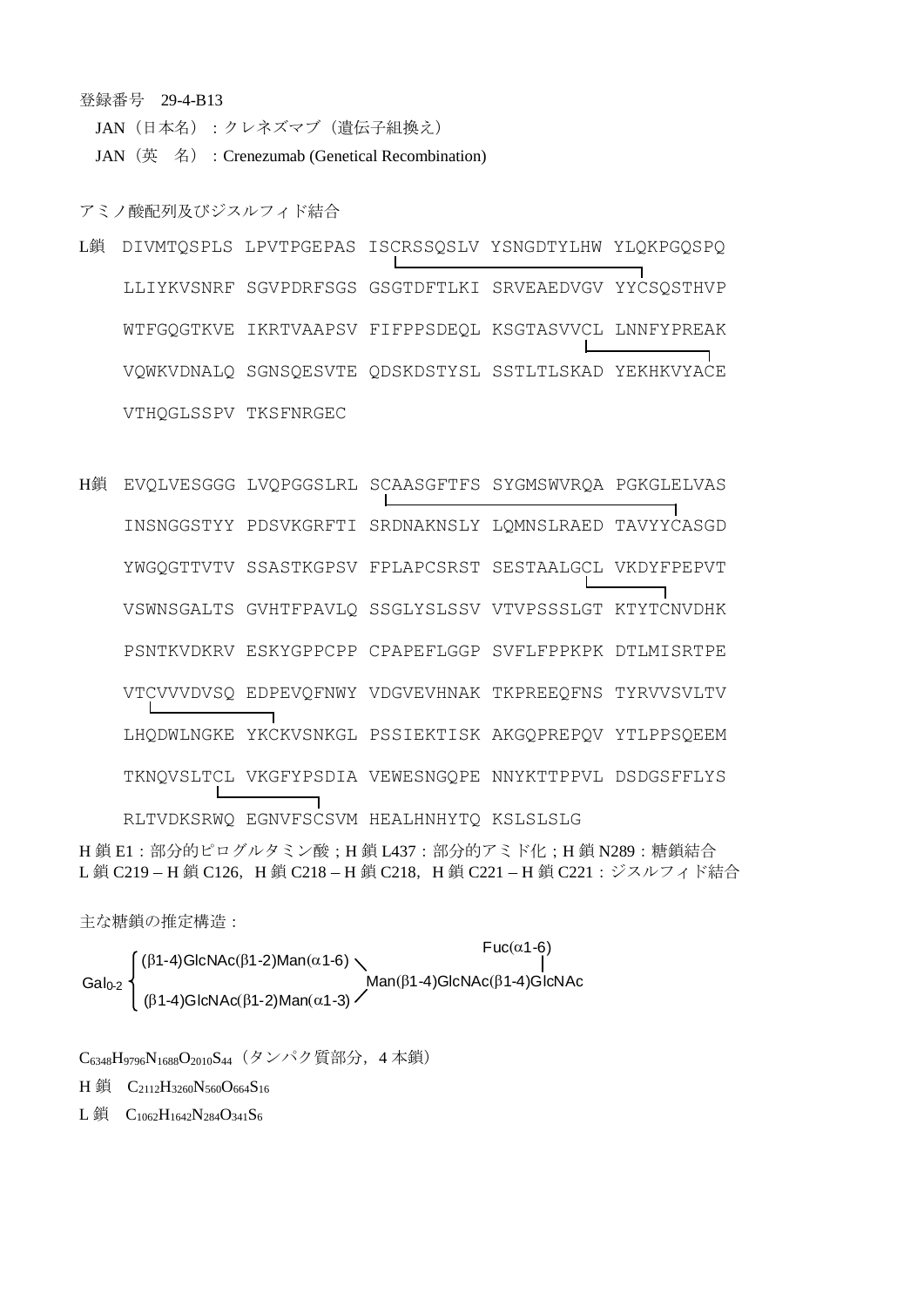登録番号　29-4-B13

JAN（日本名）：クレネズマブ（遺伝子組換え）

JAN（英　名）：Crenezumab (Genetical Recombination)

アミノ酸配列及びジスルフィド結合

```
L鎖  DIVMTQSPLS LPVTPGEPAS ISCRSSQSLV YSNGDTYLHW YLQKPGQSPQ
     LLIYKVSNRF SGVPDRFSGS GSGTDFTLKI SRVEAEDVGV YYCSQSTHVP
     WTFGQGTKVE IKRTVAAPSV FIFPPSDEQL KSGTASVVCL LNNFYPREAK
     VQWKVDNALQ SGNSQESVTE QDSKDSTYSL SSTLTLSKAD YEKHKVYACE
     VTHQGLSSPV TKSFNRGEC

H鎖  EVQLVESGGG LVQPGGSLRL SCAASGFTFS SYGMSWVRQA PGKGLELVAS
     INSNGGSTYY PDSVKGRFTI SRDNAKNSLY LQMNSLRAED TAVYYCASGD
     YWGQGTTVTV SSASTKGPSV FPLAPCSRST SESTAALGCL VKDYFPEPVT
     VSWNSGALTS GVHTFPAVLQ SSGLYSLSSV VTVPSSSLGT KTYTCNVDHK
     PSNTKVDKRV ESKYGPPCPP CPAPEFLGGP SVFLFPPKPK DTLMISRTPE
     VTCVVVDVSQ EDPEVQFNWY VDGVEVHNAK TKPREEQFNS TYRVVSVLTV
     LHQDWLNGKE YKCKVSNKGL PSSIEKTISK AKGQPREPQV YTLPPSQEEM
     TKNQVSLTCL VKGFYPSDIA VEWESNGQPE NNYKTTPPVL DSDGSFFLYS
     RLTVDKSRWQ EGNVFSCSVM HEALHNHYTQ KSLSLSLG
```

H 鎖 E1：部分的ピログルタミン酸；H 鎖 L437：部分的アミド化；H 鎖 N289：糖鎖結合

L 鎖 C219 – H 鎖 C126，H 鎖 C218 – H 鎖 C218，H 鎖 C221 – H 鎖 C221：ジスルフィド結合

主な糖鎖の推定構造：

```
                                                        Fuc(α1-6)
        ┌ (β1-4)GlcNAc(β1-2)Man(α1-6) ╲                    │
Gal0-2 ┤                                Man(β1-4)GlcNAc(β1-4)GlcNAc
        └ (β1-4)GlcNAc(β1-2)Man(α1-3) ╱
```

$C_{6348}H_{9796}N_{1688}O_{2010}S_{44}$（タンパク質部分，4 本鎖）

H 鎖　$C_{2112}H_{3260}N_{560}O_{664}S_{16}$

L 鎖　$C_{1062}H_{1642}N_{284}O_{341}S_{6}$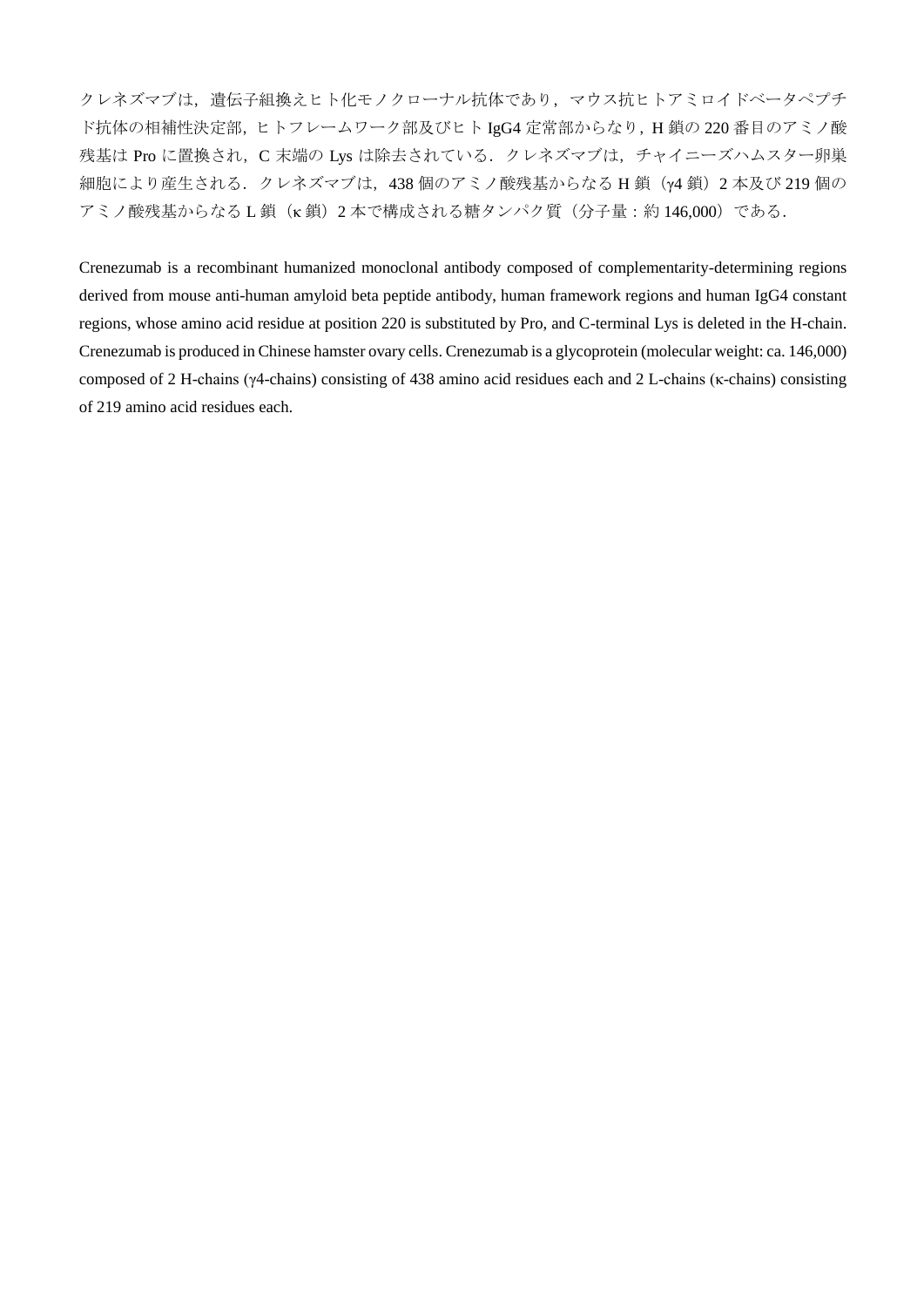クレネズマブは，遺伝子組換えヒト化モノクローナル抗体であり，マウス抗ヒトアミロイドベータペプチド抗体の相補性決定部，ヒトフレームワーク部及びヒト IgG4 定常部からなり，H 鎖の 220 番目のアミノ酸残基は Pro に置換され，C 末端の Lys は除去されている．クレネズマブは，チャイニーズハムスター卵巣細胞により産生される．クレネズマブは，438 個のアミノ酸残基からなる H 鎖（γ4 鎖）2 本及び 219 個のアミノ酸残基からなる L 鎖（κ 鎖）2 本で構成される糖タンパク質（分子量：約 146,000）である．

Crenezumab is a recombinant humanized monoclonal antibody composed of complementarity-determining regions derived from mouse anti-human amyloid beta peptide antibody, human framework regions and human IgG4 constant regions, whose amino acid residue at position 220 is substituted by Pro, and C-terminal Lys is deleted in the H-chain. Crenezumab is produced in Chinese hamster ovary cells. Crenezumab is a glycoprotein (molecular weight: ca. 146,000) composed of 2 H-chains (γ4-chains) consisting of 438 amino acid residues each and 2 L-chains (κ-chains) consisting of 219 amino acid residues each.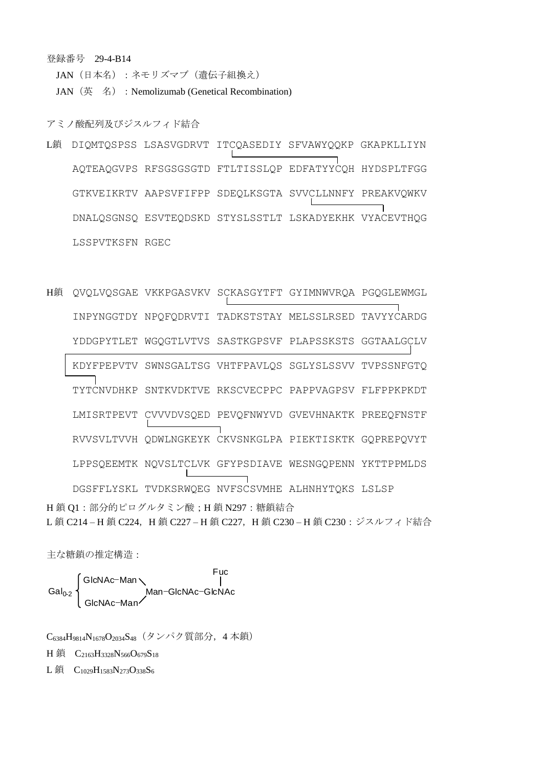登録番号　29-4-B14

JAN（日本名）：ネモリズマブ（遺伝子組換え）

JAN（英　名）：Nemolizumab (Genetical Recombination)

アミノ酸配列及びジスルフィド結合

```
L鎖 DIQMTQSPSS LSASVGDRVT ITCQASEDIY SFVAWYQQKP GKAPKLLIYN
    AQTEAQGVPS RFSGSGSGTD FTLTISSLQP EDFATYYCQH HYDSPLTFGG
    GTKVEIKRTV AAPSVFIFPP SDEQLKSGTA SVVCLLNNFY PREAKVQWKV
    DNALQSGNSQ ESVTEQDSKD STYSLSSTLT LSKADYEKHK VYACEVTHQG
    LSSPVTKSFN RGEC

H鎖 QVQLVQSGAE VKKPGASVKV SCKASGYTFT GYIMNWVRQA PGQGLEWMGL
    INPYNGGTDY NPQFQDRVTI TADKSTSTAY MELSSLRSED TAVYYCARDG
    YDDGPYTLET WGQGTLVTVS SASTKGPSVF PLAPSSKSTS GGTAALGCLV
    KDYFPEPVTV SWNSGALTSG VHTFPAVLQS SGLYSLSSVV TVPSSNFGTQ
    TYTCNVDHKP SNTKVDKTVE RKSCVECPPC PAPPVAGPSV FLFPPKPKDT
    LMISRTPEVT CVVVDVSQED PEVQFNWYVD GVEVHNAKTK PREEQFNSTF
    RVVSVLTVVH QDWLNGKEYK CKVSNKGLPA PIEKTISKTK GQPREPQVYT
    LPPSQEEMTK NQVSLTCLVK GFYPSDIAVE WESNGQPENN YKTTPPMLDS
    DGSFFLYSKL TVDKSRWQEG NVFSCSVMHE ALHNHYTQKS LSLSP
```

H 鎖 Q1：部分的ピログルタミン酸；H 鎖 N297：糖鎖結合

L 鎖 C214 – H 鎖 C224，H 鎖 C227 – H 鎖 C227，H 鎖 C230 – H 鎖 C230：ジスルフィド結合

主な糖鎖の推定構造：

```
                                   Fuc
        ⎧ GlcNAc−Man ╲              |
Gal0-2 ⎨               Man−GlcNAc−GlcNAc
        ⎩ GlcNAc−Man ╱
```

$C_{6384}H_{9814}N_{1678}O_{2034}S_{48}$（タンパク質部分，4 本鎖）

H 鎖　$C_{2163}H_{3328}N_{566}O_{679}S_{18}$

L 鎖　$C_{1029}H_{1583}N_{273}O_{338}S_{6}$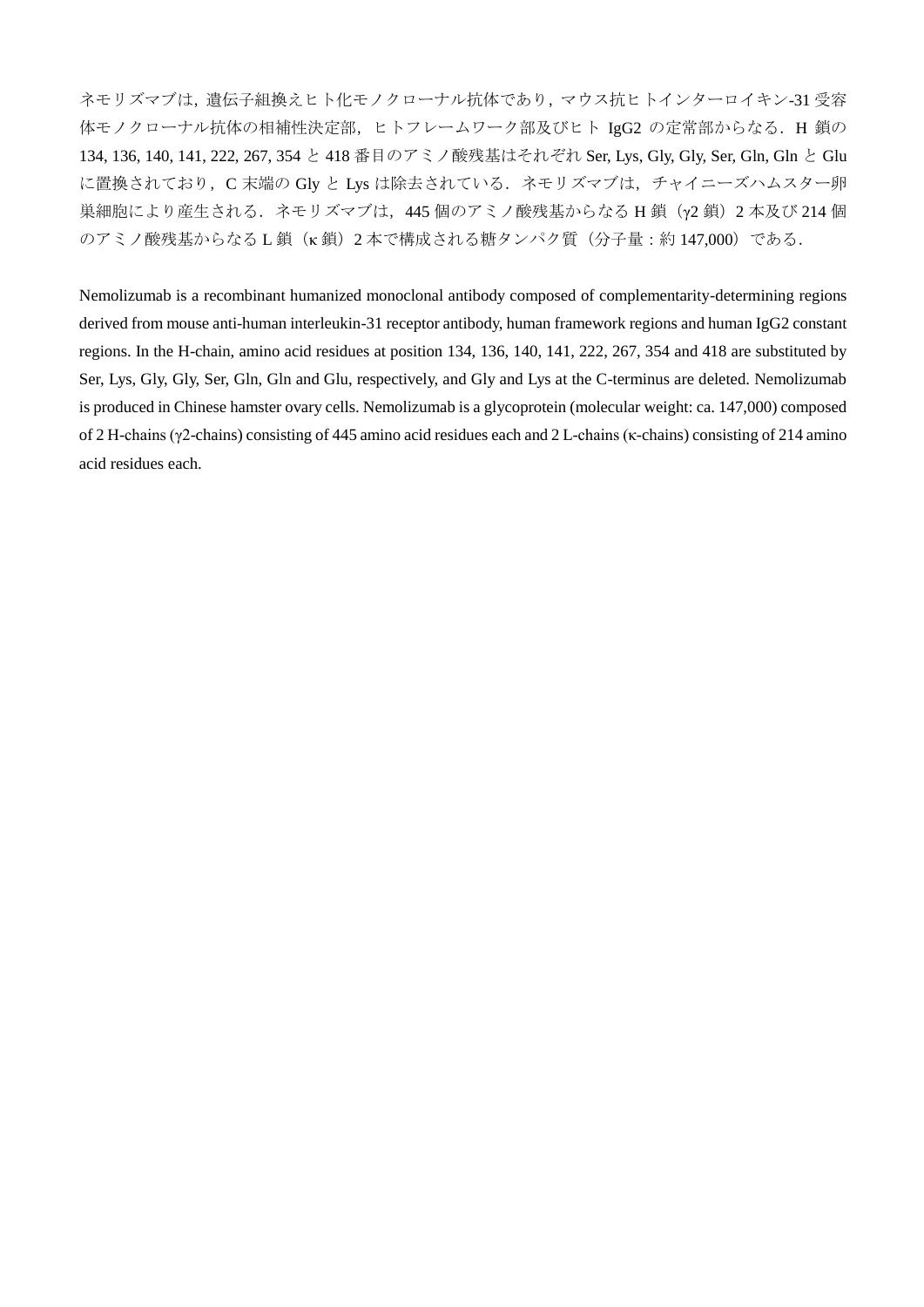ネモリズマブは，遺伝子組換えヒト化モノクローナル抗体であり，マウス抗ヒトインターロイキン-31 受容体モノクローナル抗体の相補性決定部，ヒトフレームワーク部及びヒト IgG2 の定常部からなる．H 鎖の 134, 136, 140, 141, 222, 267, 354 と 418 番目のアミノ酸残基はそれぞれ Ser, Lys, Gly, Gly, Ser, Gln, Gln と Glu に置換されており，C 末端の Gly と Lys は除去されている．ネモリズマブは，チャイニーズハムスター卵巣細胞により産生される．ネモリズマブは，445 個のアミノ酸残基からなる H 鎖（γ2 鎖）2 本及び 214 個のアミノ酸残基からなる L 鎖（κ 鎖）2 本で構成される糖タンパク質（分子量：約 147,000）である．

Nemolizumab is a recombinant humanized monoclonal antibody composed of complementarity-determining regions derived from mouse anti-human interleukin-31 receptor antibody, human framework regions and human IgG2 constant regions. In the H-chain, amino acid residues at position 134, 136, 140, 141, 222, 267, 354 and 418 are substituted by Ser, Lys, Gly, Gly, Ser, Gln, Gln and Glu, respectively, and Gly and Lys at the C-terminus are deleted. Nemolizumab is produced in Chinese hamster ovary cells. Nemolizumab is a glycoprotein (molecular weight: ca. 147,000) composed of 2 H-chains (γ2-chains) consisting of 445 amino acid residues each and 2 L-chains (κ-chains) consisting of 214 amino acid residues each.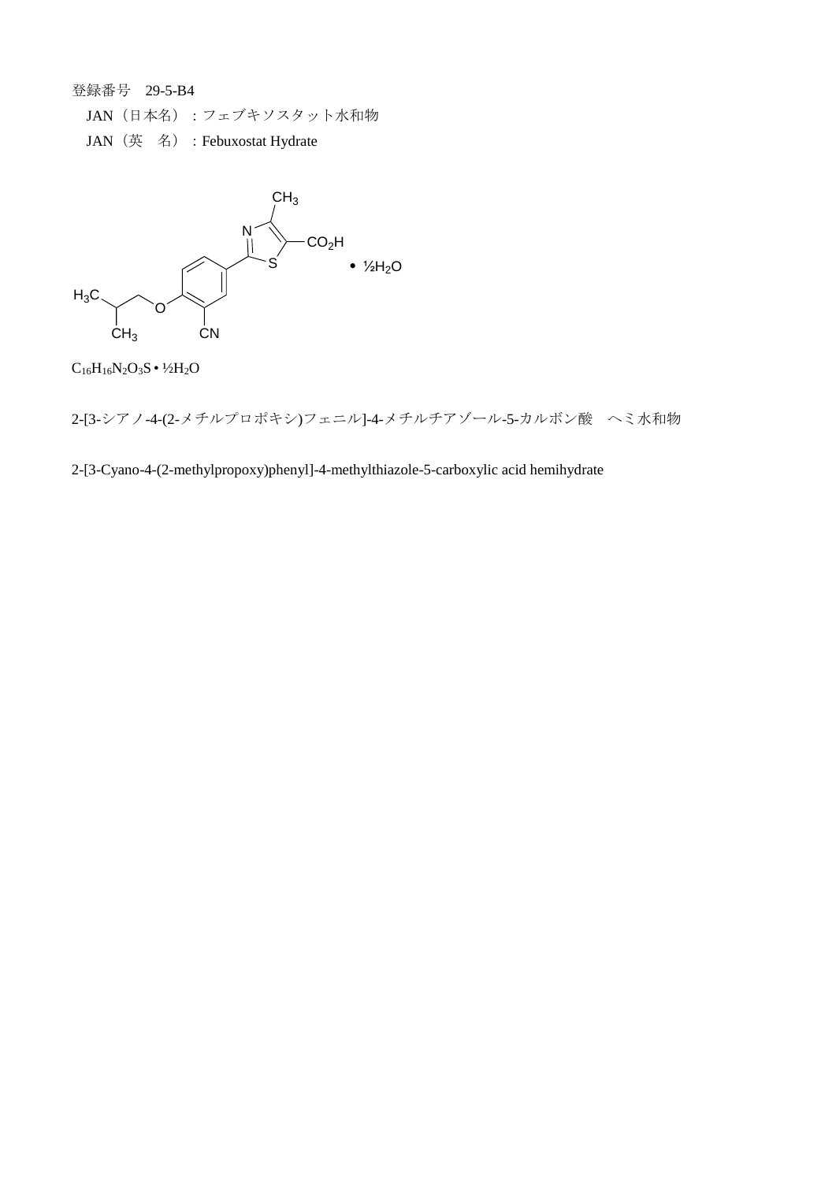登録番号　29-5-B4

JAN（日本名）：フェブキソスタット水和物

JAN（英　名）：Febuxostat Hydrate

$C_{16}H_{16}N_2O_3S \cdot ½H_2O$

2-[3-シアノ-4-(2-メチルプロポキシ)フェニル]-4-メチルチアゾール-5-カルボン酸　ヘミ水和物

2-[3-Cyano-4-(2-methylpropoxy)phenyl]-4-methylthiazole-5-carboxylic acid hemihydrate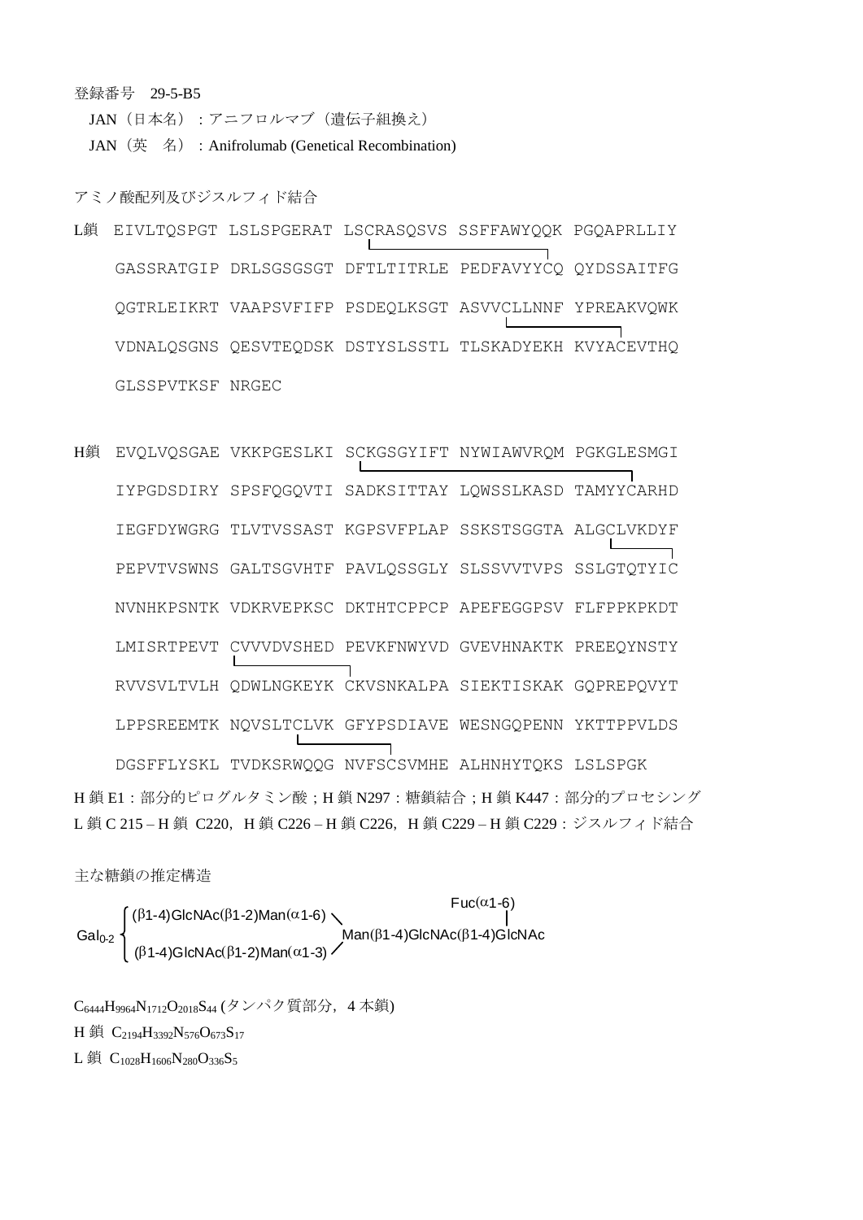登録番号　29-5-B5

JAN（日本名）：アニフロルマブ（遺伝子組換え）

JAN（英　名）：Anifrolumab (Genetical Recombination)

アミノ酸配列及びジスルフィド結合

```
L鎖 EIVLTQSPGT LSLSPGERAT LSCRASQSVS SSFFAWYQQK PGQAPRLLIY
    GASSRATGIP DRLSGSGSGT DFTLTITRLE PEDFAVYYCQ QYDSSAITFG
    QGTRLEIKRT VAAPSVFIFP PSDEQLKSGT ASVVCLLNNF YPREAKVQWK
    VDNALQSGNS QESVTEQDSK DSTYSLSSTL TLSKADYEKH KVYACEVTHQ
    GLSSPVTKSF NRGEC
```

```
H鎖 EVQLVQSGAE VKKPGESLKI SCKGSGYIFT NYWIAWVRQM PGKGLESMGI
    IYPGDSDIRY SPSFQGQVTI SADKSITTAY LQWSSLKASD TAMYYCARHD
    IEGFDYWGRG TLVTVSSAST KGPSVFPLAP SSKSTSGGTA ALGCLVKDYF
    PEPVTVSWNS GALTSGVHTF PAVLQSSGLY SLSSVVTVPS SSLGTQTYIC
    NVNHKPSNTK VDKRVEPKSC DKTHTCPPCP APEFEGGPSV FLFPPKPKDT
    LMISRTPEVT CVVVDVSHED PEVKFNWYVD GVEVHNAKTK PREEQYNSTY
    RVVSVLTVLH QDWLNGKEYK CKVSNKALPA SIEKTISKAK GQPREPQVYT
    LPPSREEMTK NQVSLTCLVK GFYPSDIAVE WESNGQPENN YKTTPPVLDS
    DGSFFLYSKL TVDKSRWQQG NVFSCSVMHE ALHNHYTQKS LSLSPGK
```

H 鎖 E1：部分的ピログルタミン酸；H 鎖 N297：糖鎖結合；H 鎖 K447：部分的プロセシング

L 鎖 C 215 – H 鎖 C220, H 鎖 C226 – H 鎖 C226, H 鎖 C229 – H 鎖 C229：ジスルフィド結合

主な糖鎖の推定構造

$$\mathrm{Gal_{0\text{-}2}}\left\{\begin{matrix}(\beta1\text{-}4)\mathrm{GlcNAc}(\beta1\text{-}2)\mathrm{Man}(\alpha1\text{-}6)\\(\beta1\text{-}4)\mathrm{GlcNAc}(\beta1\text{-}2)\mathrm{Man}(\alpha1\text{-}3)\end{matrix}\right.\mathrm{Man}(\beta1\text{-}4)\mathrm{GlcNAc}(\beta1\text{-}4)\underset{}{\overset{\mathrm{Fuc}(\alpha1\text{-}6)}{\mathrm{GlcNAc}}}$$

$C_{6444}H_{9964}N_{1712}O_{2018}S_{44}$ (タンパク質部分，4 本鎖)

H 鎖 $C_{2194}H_{3392}N_{576}O_{673}S_{17}$

L 鎖 $C_{1028}H_{1606}N_{280}O_{336}S_{5}$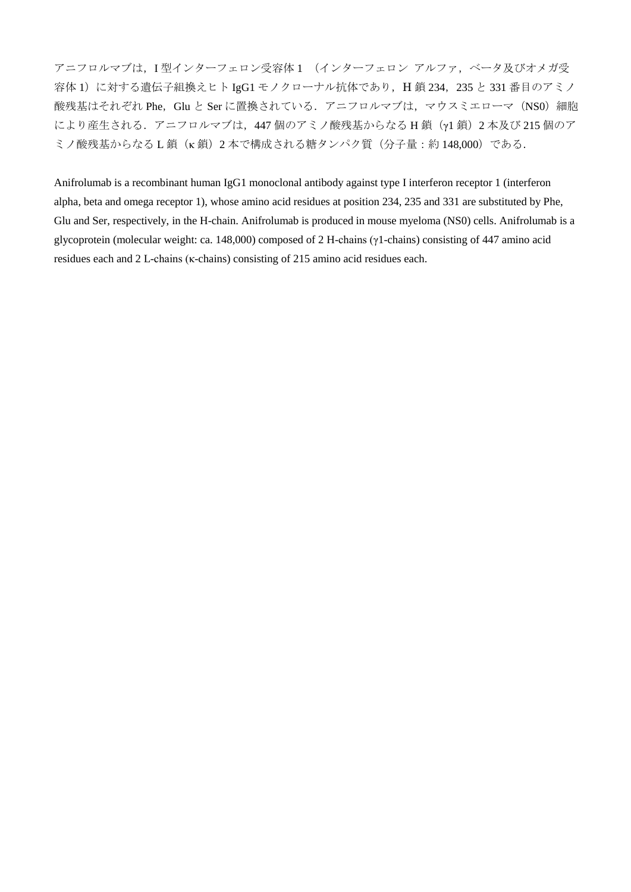アニフロルマブは，I 型インターフェロン受容体 1 （インターフェロン アルファ，ベータ及びオメガ受容体 1）に対する遺伝子組換えヒト IgG1 モノクローナル抗体であり，H 鎖 234，235 と 331 番目のアミノ酸残基はそれぞれ Phe，Glu と Ser に置換されている．アニフロルマブは，マウスミエローマ（NS0）細胞により産生される．アニフロルマブは，447 個のアミノ酸残基からなる H 鎖（γ1 鎖）2 本及び 215 個のアミノ酸残基からなる L 鎖（κ 鎖）2 本で構成される糖タンパク質（分子量：約 148,000）である．

Anifrolumab is a recombinant human IgG1 monoclonal antibody against type I interferon receptor 1 (interferon alpha, beta and omega receptor 1), whose amino acid residues at position 234, 235 and 331 are substituted by Phe, Glu and Ser, respectively, in the H-chain. Anifrolumab is produced in mouse myeloma (NS0) cells. Anifrolumab is a glycoprotein (molecular weight: ca. 148,000) composed of 2 H-chains (γ1-chains) consisting of 447 amino acid residues each and 2 L-chains (κ-chains) consisting of 215 amino acid residues each.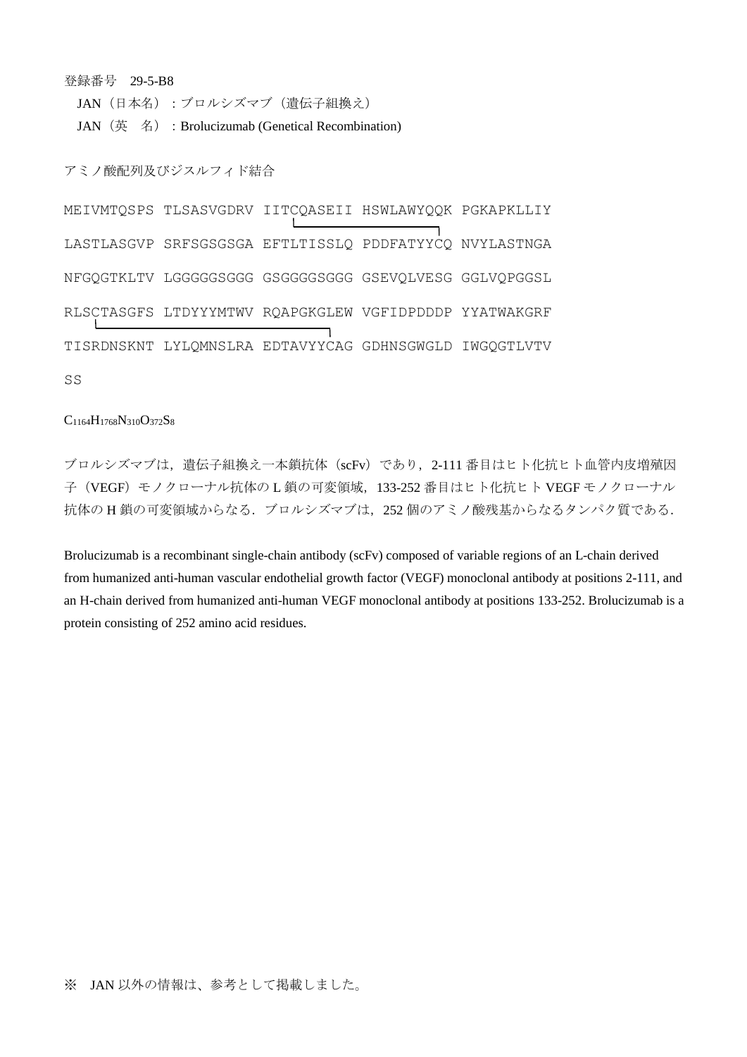登録番号　29-5-B8

JAN（日本名）：ブロルシズマブ（遺伝子組換え）

JAN（英　名）：Brolucizumab (Genetical Recombination)

アミノ酸配列及びジスルフィド結合

```
MEIVMTQSPS TLSASVGDRV IITCQASEII HSWLAWYQQK PGKAPKLLIY
LASTLASGVP SRFSGSGSGA EFTLTISSLQ PDDFATYYCQ NVYLASTNGA
NFGQGTKLTV LGGGGGSGGG GSGGGGSGGG GSEVQLVESG GGLVQPGGSL
RLSCTASGFS LTDYYYMTWV RQAPGKGLEW VGFIDPDDDP YYATWAKGRF
TISRDNSKNT LYLQMNSLRA EDTAVYYCAG GDHNSGWGLD IWGQGTLVTV
SS
```

$C_{1164}H_{1768}N_{310}O_{372}S_{8}$

ブロルシズマブは，遺伝子組換え一本鎖抗体（scFv）であり，2-111 番目はヒト化抗ヒト血管内皮増殖因子（VEGF）モノクローナル抗体の L 鎖の可変領域，133-252 番目はヒト化抗ヒト VEGF モノクローナル抗体の H 鎖の可変領域からなる．ブロルシズマブは，252 個のアミノ酸残基からなるタンパク質である．

Brolucizumab is a recombinant single-chain antibody (scFv) composed of variable regions of an L-chain derived from humanized anti-human vascular endothelial growth factor (VEGF) monoclonal antibody at positions 2-111, and an H-chain derived from humanized anti-human VEGF monoclonal antibody at positions 133-252. Brolucizumab is a protein consisting of 252 amino acid residues.

※　JAN 以外の情報は、参考として掲載しました。